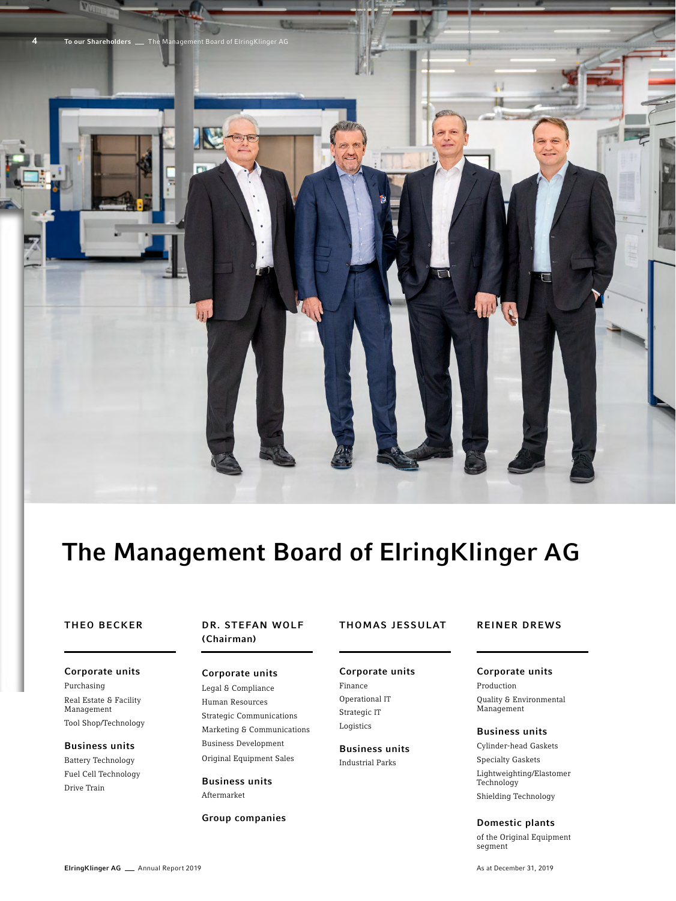# The Management Board of ElringKlinger AG

### THEO BECKER

**Corporate units**

Purchasing

Real Estate & Facility Management

Tool Shop/Technology

**Business units**

Battery Technology

Fuel Cell Technology

Drive Train

### DR. STEFAN WOLF (Chairman)

**Corporate units**

Legal & Compliance

Human Resources

Strategic Communications

Marketing & Communications

Business Development

Original Equipment Sales

**Business units**

Aftermarket

**Group companies**

### THOMAS JESSULAT

**Corporate units**

Finance

Operational IT

Strategic IT

Logistics

**Business units**

Industrial Parks

### REINER DREWS

**Corporate units**

Production

Quality & Environmental Management

**Business units**

Cylinder-head Gaskets

Specialty Gaskets

Lightweighting/Elastomer Technology

Shielding Technology

**Domestic plants**

of the Original Equipment segment

As at December 31, 2019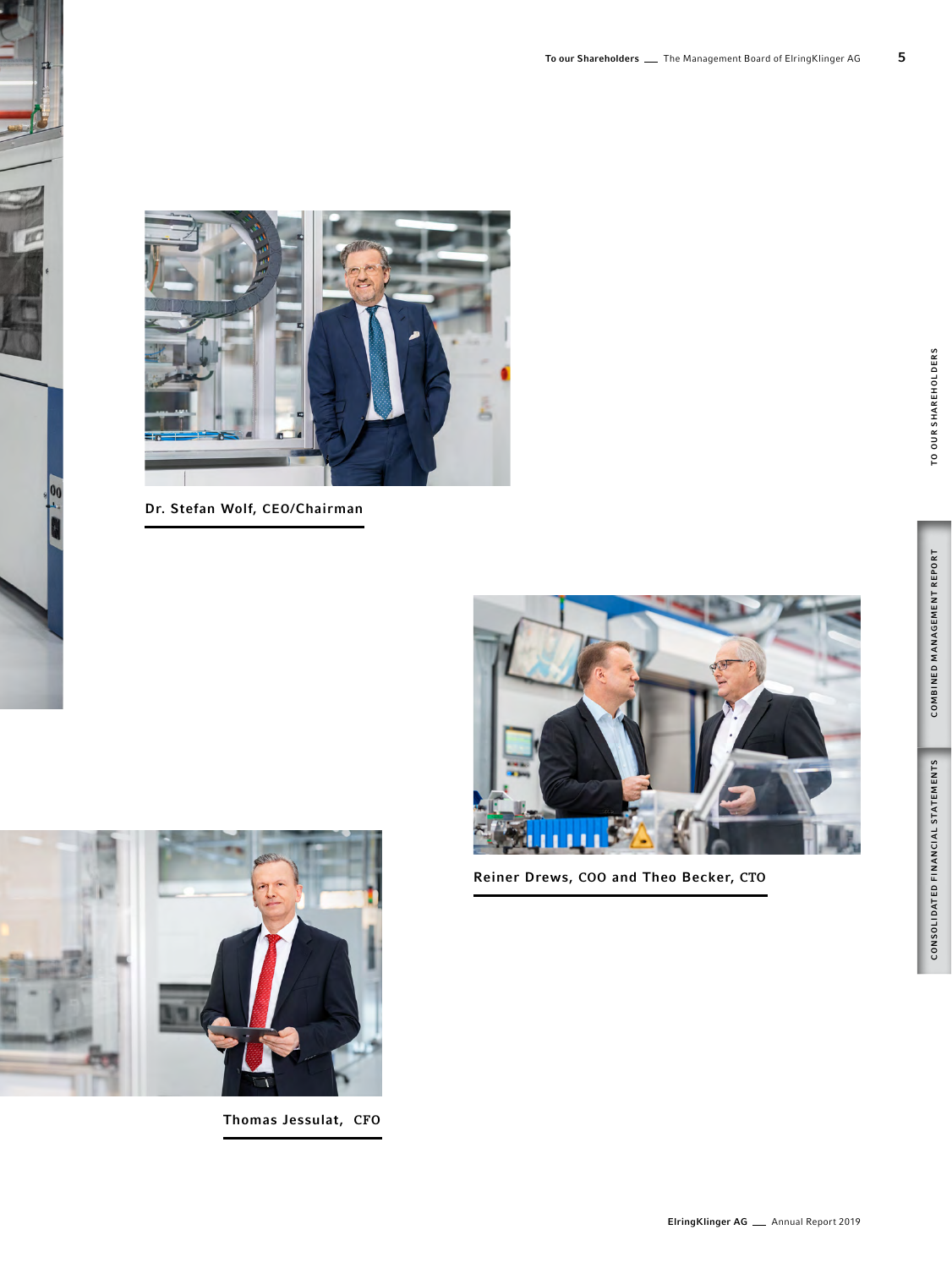Dr. Stefan Wolf, CEO/Chairman

Reiner Drews, COO and Theo Becker, CTO

Thomas Jessulat, CFO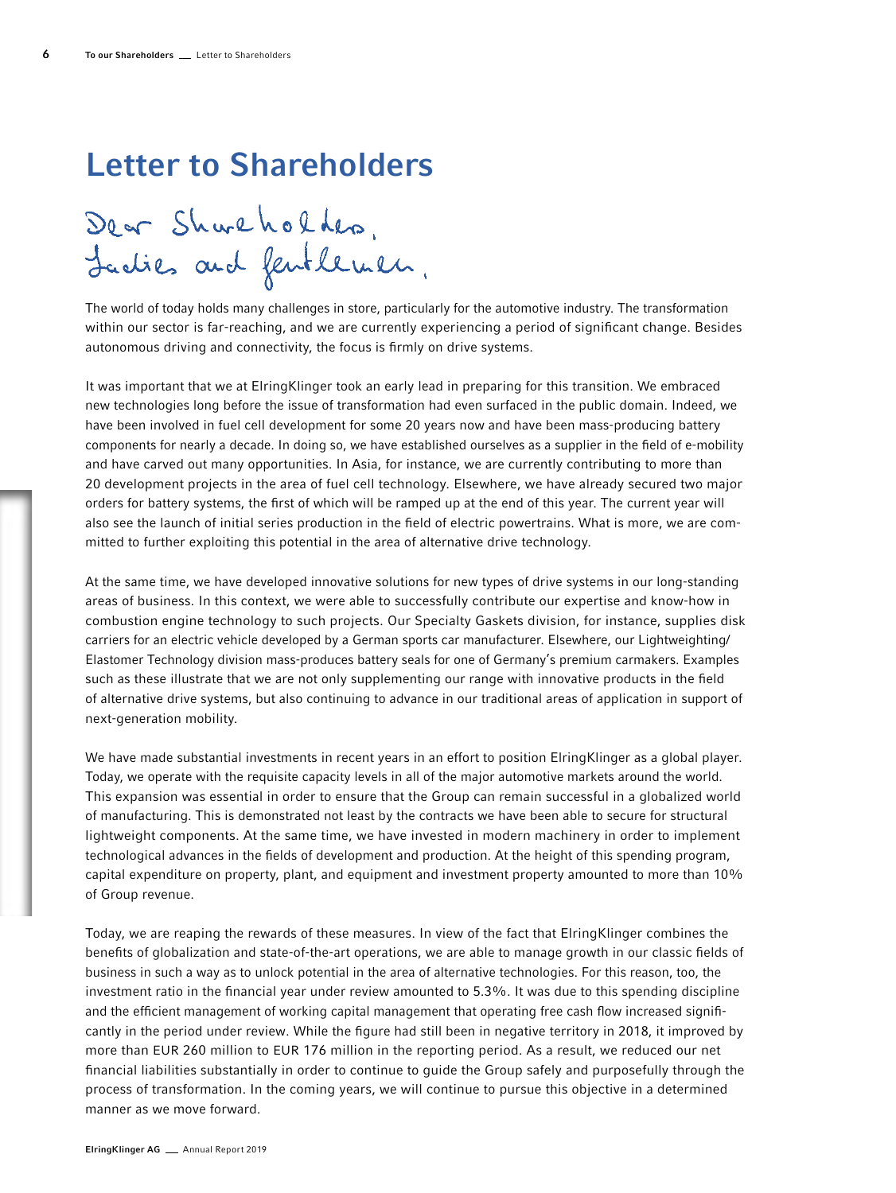# Letter to Shareholders

Dear Shareholders,
Ladies and Gentlemen,

The world of today holds many challenges in store, particularly for the automotive industry. The transformation within our sector is far-reaching, and we are currently experiencing a period of significant change. Besides autonomous driving and connectivity, the focus is firmly on drive systems.

It was important that we at ElringKlinger took an early lead in preparing for this transition. We embraced new technologies long before the issue of transformation had even surfaced in the public domain. Indeed, we have been involved in fuel cell development for some 20 years now and have been mass-producing battery components for nearly a decade. In doing so, we have established ourselves as a supplier in the field of e-mobility and have carved out many opportunities. In Asia, for instance, we are currently contributing to more than 20 development projects in the area of fuel cell technology. Elsewhere, we have already secured two major orders for battery systems, the first of which will be ramped up at the end of this year. The current year will also see the launch of initial series production in the field of electric powertrains. What is more, we are committed to further exploiting this potential in the area of alternative drive technology.

At the same time, we have developed innovative solutions for new types of drive systems in our long-standing areas of business. In this context, we were able to successfully contribute our expertise and know-how in combustion engine technology to such projects. Our Specialty Gaskets division, for instance, supplies disk carriers for an electric vehicle developed by a German sports car manufacturer. Elsewhere, our Lightweighting/Elastomer Technology division mass-produces battery seals for one of Germany's premium carmakers. Examples such as these illustrate that we are not only supplementing our range with innovative products in the field of alternative drive systems, but also continuing to advance in our traditional areas of application in support of next-generation mobility.

We have made substantial investments in recent years in an effort to position ElringKlinger as a global player. Today, we operate with the requisite capacity levels in all of the major automotive markets around the world. This expansion was essential in order to ensure that the Group can remain successful in a globalized world of manufacturing. This is demonstrated not least by the contracts we have been able to secure for structural lightweight components. At the same time, we have invested in modern machinery in order to implement technological advances in the fields of development and production. At the height of this spending program, capital expenditure on property, plant, and equipment and investment property amounted to more than 10% of Group revenue.

Today, we are reaping the rewards of these measures. In view of the fact that ElringKlinger combines the benefits of globalization and state-of-the-art operations, we are able to manage growth in our classic fields of business in such a way as to unlock potential in the area of alternative technologies. For this reason, too, the investment ratio in the financial year under review amounted to 5.3%. It was due to this spending discipline and the efficient management of working capital management that operating free cash flow increased significantly in the period under review. While the figure had still been in negative territory in 2018, it improved by more than EUR 260 million to EUR 176 million in the reporting period. As a result, we reduced our net financial liabilities substantially in order to continue to guide the Group safely and purposefully through the process of transformation. In the coming years, we will continue to pursue this objective in a determined manner as we move forward.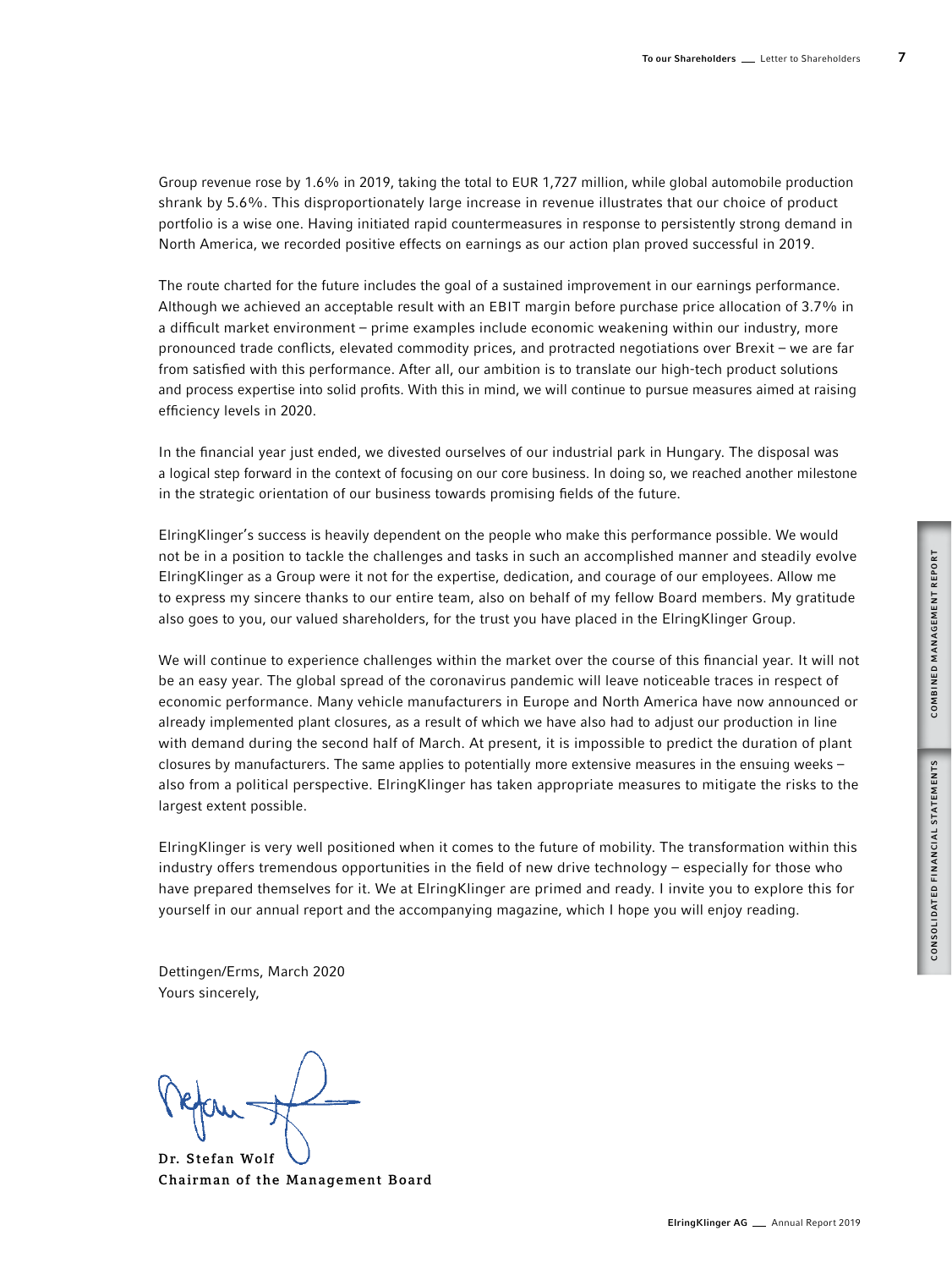Group revenue rose by 1.6% in 2019, taking the total to EUR 1,727 million, while global automobile production shrank by 5.6%. This disproportionately large increase in revenue illustrates that our choice of product portfolio is a wise one. Having initiated rapid countermeasures in response to persistently strong demand in North America, we recorded positive effects on earnings as our action plan proved successful in 2019.

The route charted for the future includes the goal of a sustained improvement in our earnings performance. Although we achieved an acceptable result with an EBIT margin before purchase price allocation of 3.7% in a difficult market environment – prime examples include economic weakening within our industry, more pronounced trade conflicts, elevated commodity prices, and protracted negotiations over Brexit – we are far from satisfied with this performance. After all, our ambition is to translate our high-tech product solutions and process expertise into solid profits. With this in mind, we will continue to pursue measures aimed at raising efficiency levels in 2020.

In the financial year just ended, we divested ourselves of our industrial park in Hungary. The disposal was a logical step forward in the context of focusing on our core business. In doing so, we reached another milestone in the strategic orientation of our business towards promising fields of the future.

ElringKlinger's success is heavily dependent on the people who make this performance possible. We would not be in a position to tackle the challenges and tasks in such an accomplished manner and steadily evolve ElringKlinger as a Group were it not for the expertise, dedication, and courage of our employees. Allow me to express my sincere thanks to our entire team, also on behalf of my fellow Board members. My gratitude also goes to you, our valued shareholders, for the trust you have placed in the ElringKlinger Group.

We will continue to experience challenges within the market over the course of this financial year. It will not be an easy year. The global spread of the coronavirus pandemic will leave noticeable traces in respect of economic performance. Many vehicle manufacturers in Europe and North America have now announced or already implemented plant closures, as a result of which we have also had to adjust our production in line with demand during the second half of March. At present, it is impossible to predict the duration of plant closures by manufacturers. The same applies to potentially more extensive measures in the ensuing weeks – also from a political perspective. ElringKlinger has taken appropriate measures to mitigate the risks to the largest extent possible.

ElringKlinger is very well positioned when it comes to the future of mobility. The transformation within this industry offers tremendous opportunities in the field of new drive technology – especially for those who have prepared themselves for it. We at ElringKlinger are primed and ready. I invite you to explore this for yourself in our annual report and the accompanying magazine, which I hope you will enjoy reading.

Dettingen/Erms, March 2020  
Yours sincerely,

**Dr. Stefan Wolf**  
**Chairman of the Management Board**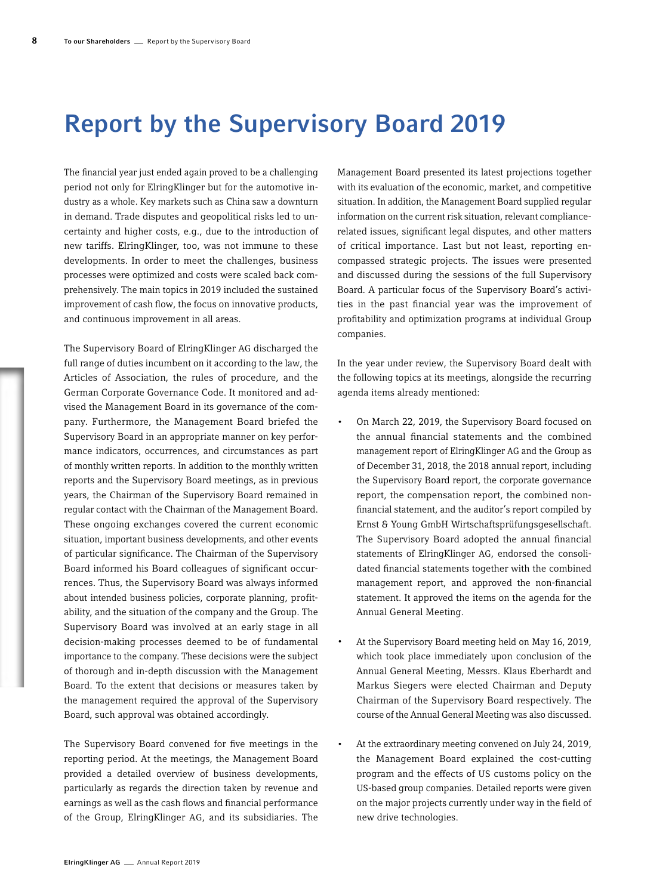# Report by the Supervisory Board 2019

The financial year just ended again proved to be a challenging period not only for ElringKlinger but for the automotive industry as a whole. Key markets such as China saw a downturn in demand. Trade disputes and geopolitical risks led to uncertainty and higher costs, e.g., due to the introduction of new tariffs. ElringKlinger, too, was not immune to these developments. In order to meet the challenges, business processes were optimized and costs were scaled back comprehensively. The main topics in 2019 included the sustained improvement of cash flow, the focus on innovative products, and continuous improvement in all areas.

The Supervisory Board of ElringKlinger AG discharged the full range of duties incumbent on it according to the law, the Articles of Association, the rules of procedure, and the German Corporate Governance Code. It monitored and advised the Management Board in its governance of the company. Furthermore, the Management Board briefed the Supervisory Board in an appropriate manner on key performance indicators, occurrences, and circumstances as part of monthly written reports. In addition to the monthly written reports and the Supervisory Board meetings, as in previous years, the Chairman of the Supervisory Board remained in regular contact with the Chairman of the Management Board. These ongoing exchanges covered the current economic situation, important business developments, and other events of particular significance. The Chairman of the Supervisory Board informed his Board colleagues of significant occurrences. Thus, the Supervisory Board was always informed about intended business policies, corporate planning, profitability, and the situation of the company and the Group. The Supervisory Board was involved at an early stage in all decision-making processes deemed to be of fundamental importance to the company. These decisions were the subject of thorough and in-depth discussion with the Management Board. To the extent that decisions or measures taken by the management required the approval of the Supervisory Board, such approval was obtained accordingly.

The Supervisory Board convened for five meetings in the reporting period. At the meetings, the Management Board provided a detailed overview of business developments, particularly as regards the direction taken by revenue and earnings as well as the cash flows and financial performance of the Group, ElringKlinger AG, and its subsidiaries. The Management Board presented its latest projections together with its evaluation of the economic, market, and competitive situation. In addition, the Management Board supplied regular information on the current risk situation, relevant compliance-related issues, significant legal disputes, and other matters of critical importance. Last but not least, reporting encompassed strategic projects. The issues were presented and discussed during the sessions of the full Supervisory Board. A particular focus of the Supervisory Board's activities in the past financial year was the improvement of profitability and optimization programs at individual Group companies.

In the year under review, the Supervisory Board dealt with the following topics at its meetings, alongside the recurring agenda items already mentioned:

- On March 22, 2019, the Supervisory Board focused on the annual financial statements and the combined management report of ElringKlinger AG and the Group as of December 31, 2018, the 2018 annual report, including the Supervisory Board report, the corporate governance report, the compensation report, the combined non-financial statement, and the auditor's report compiled by Ernst & Young GmbH Wirtschaftsprüfungsgesellschaft. The Supervisory Board adopted the annual financial statements of ElringKlinger AG, endorsed the consolidated financial statements together with the combined management report, and approved the non-financial statement. It approved the items on the agenda for the Annual General Meeting.

- At the Supervisory Board meeting held on May 16, 2019, which took place immediately upon conclusion of the Annual General Meeting, Messrs. Klaus Eberhardt and Markus Siegers were elected Chairman and Deputy Chairman of the Supervisory Board respectively. The course of the Annual General Meeting was also discussed.

- At the extraordinary meeting convened on July 24, 2019, the Management Board explained the cost-cutting program and the effects of US customs policy on the US-based group companies. Detailed reports were given on the major projects currently under way in the field of new drive technologies.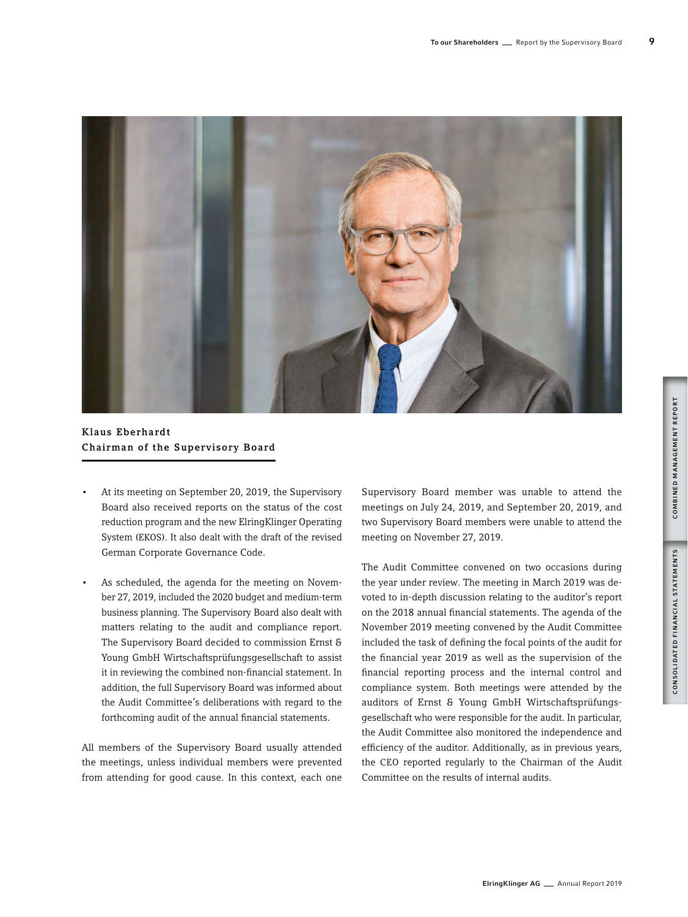**Klaus Eberhardt**
**Chairman of the Supervisory Board**

- At its meeting on September 20, 2019, the Supervisory Board also received reports on the status of the cost reduction program and the new ElringKlinger Operating System (EKOS). It also dealt with the draft of the revised German Corporate Governance Code.
- As scheduled, the agenda for the meeting on November 27, 2019, included the 2020 budget and medium-term business planning. The Supervisory Board also dealt with matters relating to the audit and compliance report. The Supervisory Board decided to commission Ernst & Young GmbH Wirtschaftsprüfungsgesellschaft to assist it in reviewing the combined non-financial statement. In addition, the full Supervisory Board was informed about the Audit Committee's deliberations with regard to the forthcoming audit of the annual financial statements.

All members of the Supervisory Board usually attended the meetings, unless individual members were prevented from attending for good cause. In this context, each one Supervisory Board member was unable to attend the meetings on July 24, 2019, and September 20, 2019, and two Supervisory Board members were unable to attend the meeting on November 27, 2019.

The Audit Committee convened on two occasions during the year under review. The meeting in March 2019 was devoted to in-depth discussion relating to the auditor's report on the 2018 annual financial statements. The agenda of the November 2019 meeting convened by the Audit Committee included the task of defining the focal points of the audit for the financial year 2019 as well as the supervision of the financial reporting process and the internal control and compliance system. Both meetings were attended by the auditors of Ernst & Young GmbH Wirtschaftsprüfungsgesellschaft who were responsible for the audit. In particular, the Audit Committee also monitored the independence and efficiency of the auditor. Additionally, as in previous years, the CEO reported regularly to the Chairman of the Audit Committee on the results of internal audits.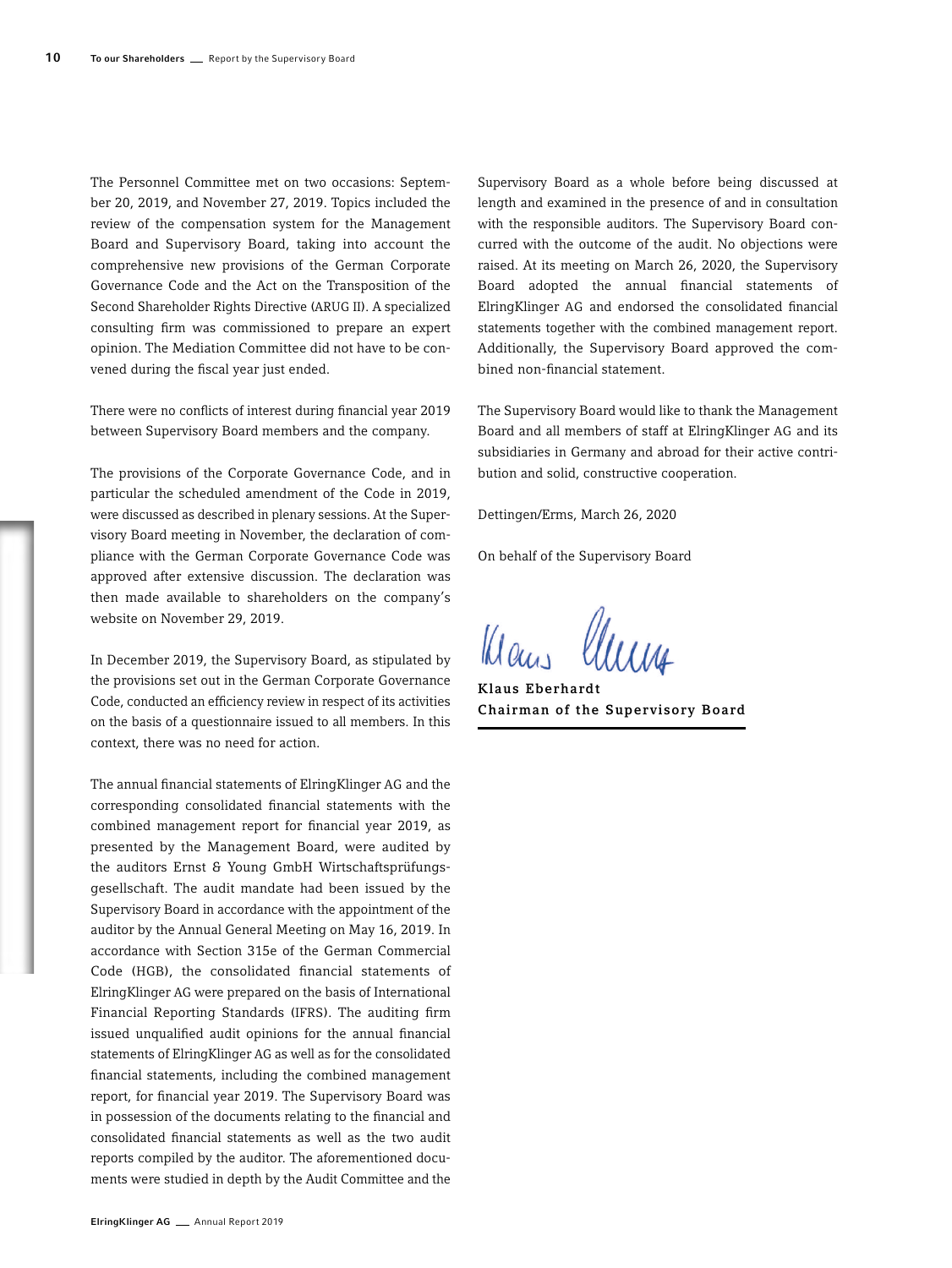The Personnel Committee met on two occasions: September 20, 2019, and November 27, 2019. Topics included the review of the compensation system for the Management Board and Supervisory Board, taking into account the comprehensive new provisions of the German Corporate Governance Code and the Act on the Transposition of the Second Shareholder Rights Directive (ARUG II). A specialized consulting firm was commissioned to prepare an expert opinion. The Mediation Committee did not have to be convened during the fiscal year just ended.

There were no conflicts of interest during financial year 2019 between Supervisory Board members and the company.

The provisions of the Corporate Governance Code, and in particular the scheduled amendment of the Code in 2019, were discussed as described in plenary sessions. At the Supervisory Board meeting in November, the declaration of compliance with the German Corporate Governance Code was approved after extensive discussion. The declaration was then made available to shareholders on the company's website on November 29, 2019.

In December 2019, the Supervisory Board, as stipulated by the provisions set out in the German Corporate Governance Code, conducted an efficiency review in respect of its activities on the basis of a questionnaire issued to all members. In this context, there was no need for action.

The annual financial statements of ElringKlinger AG and the corresponding consolidated financial statements with the combined management report for financial year 2019, as presented by the Management Board, were audited by the auditors Ernst & Young GmbH Wirtschaftsprüfungsgesellschaft. The audit mandate had been issued by the Supervisory Board in accordance with the appointment of the auditor by the Annual General Meeting on May 16, 2019. In accordance with Section 315e of the German Commercial Code (HGB), the consolidated financial statements of ElringKlinger AG were prepared on the basis of International Financial Reporting Standards (IFRS). The auditing firm issued unqualified audit opinions for the annual financial statements of ElringKlinger AG as well as for the consolidated financial statements, including the combined management report, for financial year 2019. The Supervisory Board was in possession of the documents relating to the financial and consolidated financial statements as well as the two audit reports compiled by the auditor. The aforementioned documents were studied in depth by the Audit Committee and the Supervisory Board as a whole before being discussed at length and examined in the presence of and in consultation with the responsible auditors. The Supervisory Board concurred with the outcome of the audit. No objections were raised. At its meeting on March 26, 2020, the Supervisory Board adopted the annual financial statements of ElringKlinger AG and endorsed the consolidated financial statements together with the combined management report. Additionally, the Supervisory Board approved the combined non-financial statement.

The Supervisory Board would like to thank the Management Board and all members of staff at ElringKlinger AG and its subsidiaries in Germany and abroad for their active contribution and solid, constructive cooperation.

Dettingen/Erms, March 26, 2020

On behalf of the Supervisory Board

**Klaus Eberhardt**
**Chairman of the Supervisory Board**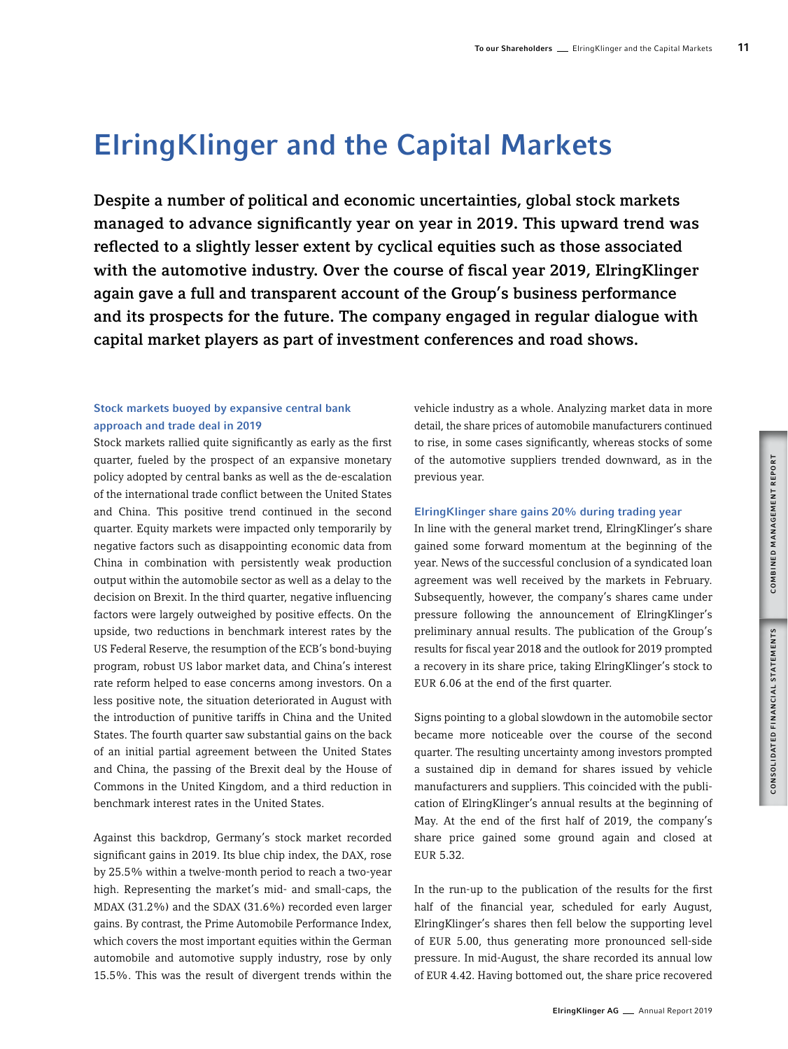# ElringKlinger and the Capital Markets

**Despite a number of political and economic uncertainties, global stock markets managed to advance significantly year on year in 2019. This upward trend was reflected to a slightly lesser extent by cyclical equities such as those associated with the automotive industry. Over the course of fiscal year 2019, ElringKlinger again gave a full and transparent account of the Group's business performance and its prospects for the future. The company engaged in regular dialogue with capital market players as part of investment conferences and road shows.**

### Stock markets buoyed by expansive central bank approach and trade deal in 2019

Stock markets rallied quite significantly as early as the first quarter, fueled by the prospect of an expansive monetary policy adopted by central banks as well as the de-escalation of the international trade conflict between the United States and China. This positive trend continued in the second quarter. Equity markets were impacted only temporarily by negative factors such as disappointing economic data from China in combination with persistently weak production output within the automobile sector as well as a delay to the decision on Brexit. In the third quarter, negative influencing factors were largely outweighed by positive effects. On the upside, two reductions in benchmark interest rates by the US Federal Reserve, the resumption of the ECB's bond-buying program, robust US labor market data, and China's interest rate reform helped to ease concerns among investors. On a less positive note, the situation deteriorated in August with the introduction of punitive tariffs in China and the United States. The fourth quarter saw substantial gains on the back of an initial partial agreement between the United States and China, the passing of the Brexit deal by the House of Commons in the United Kingdom, and a third reduction in benchmark interest rates in the United States.

Against this backdrop, Germany's stock market recorded significant gains in 2019. Its blue chip index, the DAX, rose by 25.5% within a twelve-month period to reach a two-year high. Representing the market's mid- and small-caps, the MDAX (31.2%) and the SDAX (31.6%) recorded even larger gains. By contrast, the Prime Automobile Performance Index, which covers the most important equities within the German automobile and automotive supply industry, rose by only 15.5%. This was the result of divergent trends within the vehicle industry as a whole. Analyzing market data in more detail, the share prices of automobile manufacturers continued to rise, in some cases significantly, whereas stocks of some of the automotive suppliers trended downward, as in the previous year.

### ElringKlinger share gains 20% during trading year

In line with the general market trend, ElringKlinger's share gained some forward momentum at the beginning of the year. News of the successful conclusion of a syndicated loan agreement was well received by the markets in February. Subsequently, however, the company's shares came under pressure following the announcement of ElringKlinger's preliminary annual results. The publication of the Group's results for fiscal year 2018 and the outlook for 2019 prompted a recovery in its share price, taking ElringKlinger's stock to EUR 6.06 at the end of the first quarter.

Signs pointing to a global slowdown in the automobile sector became more noticeable over the course of the second quarter. The resulting uncertainty among investors prompted a sustained dip in demand for shares issued by vehicle manufacturers and suppliers. This coincided with the publication of ElringKlinger's annual results at the beginning of May. At the end of the first half of 2019, the company's share price gained some ground again and closed at EUR 5.32.

In the run-up to the publication of the results for the first half of the financial year, scheduled for early August, ElringKlinger's shares then fell below the supporting level of EUR 5.00, thus generating more pronounced sell-side pressure. In mid-August, the share recorded its annual low of EUR 4.42. Having bottomed out, the share price recovered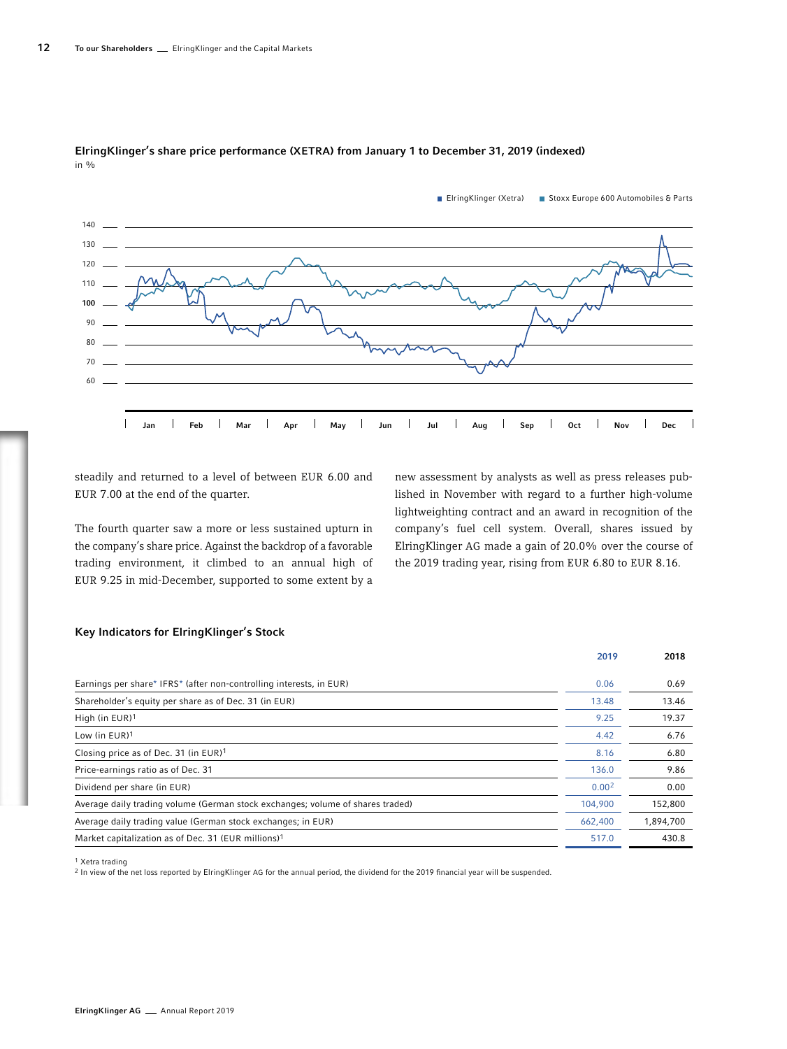## ElringKlinger's share price performance (XETRA) from January 1 to December 31, 2019 (indexed)

in %

steadily and returned to a level of between EUR 6.00 and EUR 7.00 at the end of the quarter.

The fourth quarter saw a more or less sustained upturn in the company's share price. Against the backdrop of a favorable trading environment, it climbed to an annual high of EUR 9.25 in mid-December, supported to some extent by a new assessment by analysts as well as press releases published in November with regard to a further high-volume lightweighting contract and an award in recognition of the company's fuel cell system. Overall, shares issued by ElringKlinger AG made a gain of 20.0% over the course of the 2019 trading year, rising from EUR 6.80 to EUR 8.16.

### Key Indicators for ElringKlinger's Stock

| | 2019 | 2018 |
|---|---|---|
| Earnings per share* IFRS* (after non-controlling interests, in EUR) | 0.06 | 0.69 |
| Shareholder's equity per share as of Dec. 31 (in EUR) | 13.48 | 13.46 |
| High (in EUR)[1] | 9.25 | 19.37 |
| Low (in EUR)[1] | 4.42 | 6.76 |
| Closing price as of Dec. 31 (in EUR)[1] | 8.16 | 6.80 |
| Price-earnings ratio as of Dec. 31 | 136.0 | 9.86 |
| Dividend per share (in EUR) | 0.00[2] | 0.00 |
| Average daily trading volume (German stock exchanges; volume of shares traded) | 104,900 | 152,800 |
| Average daily trading value (German stock exchanges; in EUR) | 662,400 | 1,894,700 |
| Market capitalization as of Dec. 31 (EUR millions)[1] | 517.0 | 430.8 |

[1] Xetra trading
[2] In view of the net loss reported by ElringKlinger AG for the annual period, the dividend for the 2019 financial year will be suspended.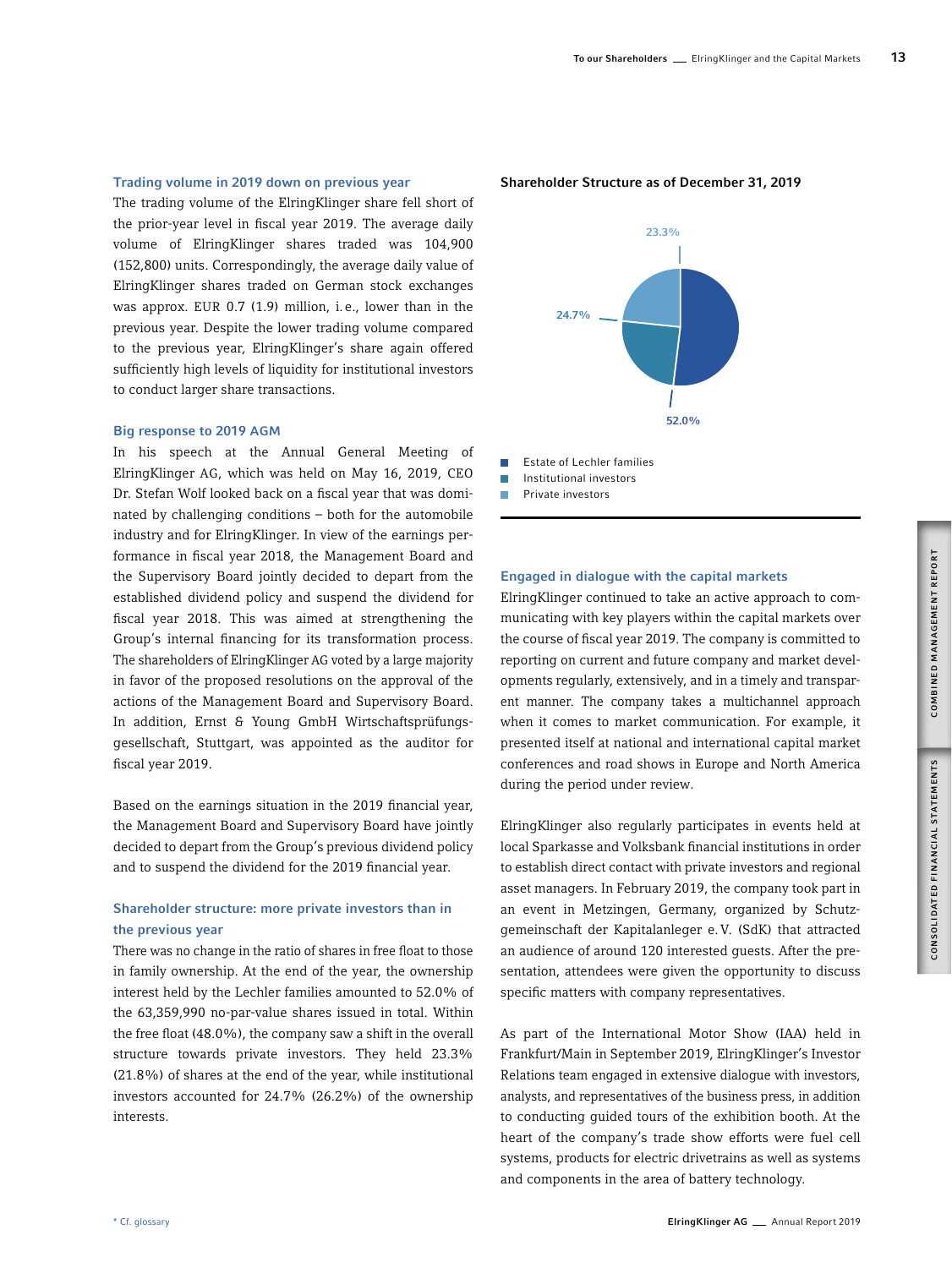### Trading volume in 2019 down on previous year

The trading volume of the ElringKlinger share fell short of the prior-year level in fiscal year 2019. The average daily volume of ElringKlinger shares traded was 104,900 (152,800) units. Correspondingly, the average daily value of ElringKlinger shares traded on German stock exchanges was approx. EUR 0.7 (1.9) million, i.e., lower than in the previous year. Despite the lower trading volume compared to the previous year, ElringKlinger's share again offered sufficiently high levels of liquidity for institutional investors to conduct larger share transactions.

### Big response to 2019 AGM

In his speech at the Annual General Meeting of ElringKlinger AG, which was held on May 16, 2019, CEO Dr. Stefan Wolf looked back on a fiscal year that was dominated by challenging conditions – both for the automobile industry and for ElringKlinger. In view of the earnings performance in fiscal year 2018, the Management Board and the Supervisory Board jointly decided to depart from the established dividend policy and suspend the dividend for fiscal year 2018. This was aimed at strengthening the Group's internal financing for its transformation process. The shareholders of ElringKlinger AG voted by a large majority in favor of the proposed resolutions on the approval of the actions of the Management Board and Supervisory Board. In addition, Ernst & Young GmbH Wirtschaftsprüfungsgesellschaft, Stuttgart, was appointed as the auditor for fiscal year 2019.

Based on the earnings situation in the 2019 financial year, the Management Board and Supervisory Board have jointly decided to depart from the Group's previous dividend policy and to suspend the dividend for the 2019 financial year.

### Shareholder structure: more private investors than in the previous year

There was no change in the ratio of shares in free float to those in family ownership. At the end of the year, the ownership interest held by the Lechler families amounted to 52.0% of the 63,359,990 no-par-value shares issued in total. Within the free float (48.0%), the company saw a shift in the overall structure towards private investors. They held 23.3% (21.8%) of shares at the end of the year, while institutional investors accounted for 24.7% (26.2%) of the ownership interests.

**Shareholder Structure as of December 31, 2019**

| Shareholder | Share |
|---|---|
| Estate of Lechler families | 52.0% |
| Institutional investors | 24.7% |
| Private investors | 23.3% |

### Engaged in dialogue with the capital markets

ElringKlinger continued to take an active approach to communicating with key players within the capital markets over the course of fiscal year 2019. The company is committed to reporting on current and future company and market developments regularly, extensively, and in a timely and transparent manner. The company takes a multichannel approach when it comes to market communication. For example, it presented itself at national and international capital market conferences and road shows in Europe and North America during the period under review.

ElringKlinger also regularly participates in events held at local Sparkasse and Volksbank financial institutions in order to establish direct contact with private investors and regional asset managers. In February 2019, the company took part in an event in Metzingen, Germany, organized by Schutzgemeinschaft der Kapitalanleger e.V. (SdK) that attracted an audience of around 120 interested guests. After the presentation, attendees were given the opportunity to discuss specific matters with company representatives.

As part of the International Motor Show (IAA) held in Frankfurt/Main in September 2019, ElringKlinger's Investor Relations team engaged in extensive dialogue with investors, analysts, and representatives of the business press, in addition to conducting guided tours of the exhibition booth. At the heart of the company's trade show efforts were fuel cell systems, products for electric drivetrains as well as systems and components in the area of battery technology.

* Cf. glossary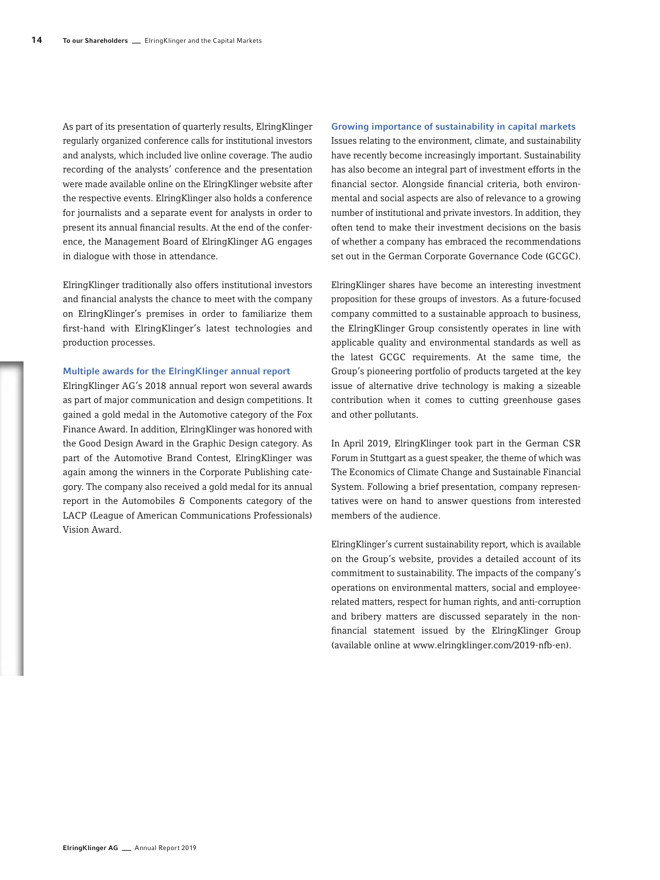As part of its presentation of quarterly results, ElringKlinger regularly organized conference calls for institutional investors and analysts, which included live online coverage. The audio recording of the analysts' conference and the presentation were made available online on the ElringKlinger website after the respective events. ElringKlinger also holds a conference for journalists and a separate event for analysts in order to present its annual financial results. At the end of the conference, the Management Board of ElringKlinger AG engages in dialogue with those in attendance.

ElringKlinger traditionally also offers institutional investors and financial analysts the chance to meet with the company on ElringKlinger's premises in order to familiarize them first-hand with ElringKlinger's latest technologies and production processes.

## Multiple awards for the ElringKlinger annual report

ElringKlinger AG's 2018 annual report won several awards as part of major communication and design competitions. It gained a gold medal in the Automotive category of the Fox Finance Award. In addition, ElringKlinger was honored with the Good Design Award in the Graphic Design category. As part of the Automotive Brand Contest, ElringKlinger was again among the winners in the Corporate Publishing category. The company also received a gold medal for its annual report in the Automobiles & Components category of the LACP (League of American Communications Professionals) Vision Award.

## Growing importance of sustainability in capital markets

Issues relating to the environment, climate, and sustainability have recently become increasingly important. Sustainability has also become an integral part of investment efforts in the financial sector. Alongside financial criteria, both environmental and social aspects are also of relevance to a growing number of institutional and private investors. In addition, they often tend to make their investment decisions on the basis of whether a company has embraced the recommendations set out in the German Corporate Governance Code (GCGC).

ElringKlinger shares have become an interesting investment proposition for these groups of investors. As a future-focused company committed to a sustainable approach to business, the ElringKlinger Group consistently operates in line with applicable quality and environmental standards as well as the latest GCGC requirements. At the same time, the Group's pioneering portfolio of products targeted at the key issue of alternative drive technology is making a sizeable contribution when it comes to cutting greenhouse gases and other pollutants.

In April 2019, ElringKlinger took part in the German CSR Forum in Stuttgart as a guest speaker, the theme of which was The Economics of Climate Change and Sustainable Financial System. Following a brief presentation, company representatives were on hand to answer questions from interested members of the audience.

ElringKlinger's current sustainability report, which is available on the Group's website, provides a detailed account of its commitment to sustainability. The impacts of the company's operations on environmental matters, social and employee-related matters, respect for human rights, and anti-corruption and bribery matters are discussed separately in the non-financial statement issued by the ElringKlinger Group (available online at www.elringklinger.com/2019-nfb-en).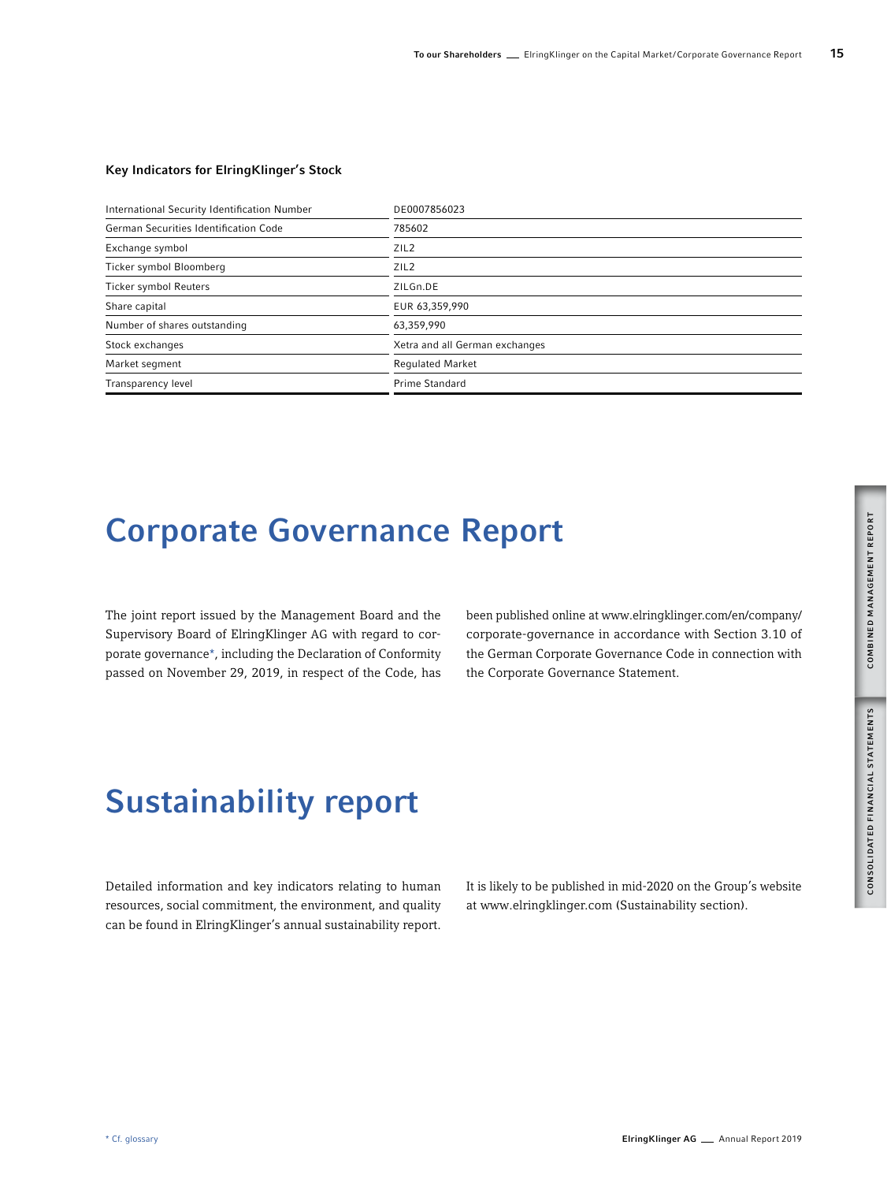### Key Indicators for ElringKlinger's Stock

| | |
|---|---|
| International Security Identification Number | DE0007856023 |
| German Securities Identification Code | 785602 |
| Exchange symbol | ZIL2 |
| Ticker symbol Bloomberg | ZIL2 |
| Ticker symbol Reuters | ZILGn.DE |
| Share capital | EUR 63,359,990 |
| Number of shares outstanding | 63,359,990 |
| Stock exchanges | Xetra and all German exchanges |
| Market segment | Regulated Market |
| Transparency level | Prime Standard |

# Corporate Governance Report

The joint report issued by the Management Board and the Supervisory Board of ElringKlinger AG with regard to corporate governance*, including the Declaration of Conformity passed on November 29, 2019, in respect of the Code, has been published online at www.elringklinger.com/en/company/corporate-governance in accordance with Section 3.10 of the German Corporate Governance Code in connection with the Corporate Governance Statement.

# Sustainability report

Detailed information and key indicators relating to human resources, social commitment, the environment, and quality can be found in ElringKlinger's annual sustainability report. It is likely to be published in mid-2020 on the Group's website at www.elringklinger.com (Sustainability section).

* Cf. glossary